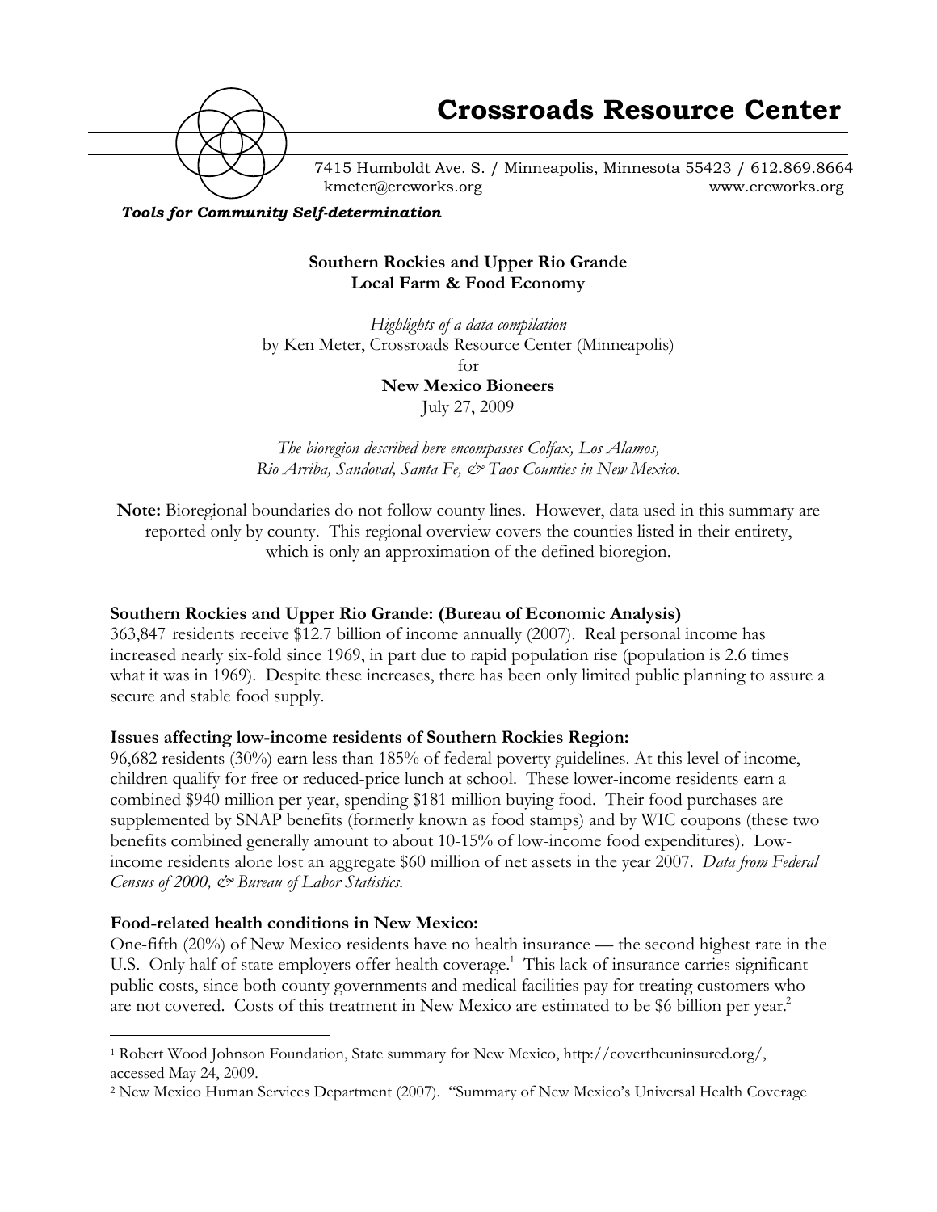# Crossroads Resource Center

7415 Humboldt Ave. S. / Minneapolis, Minnesota 55423 / 612.869.8664
kmeter@crcworks.org www.crcworks.org

***Tools for Community Self-determination***

**Southern Rockies and Upper Rio Grande**
**Local Farm & Food Economy**

*Highlights of a data compilation*
by Ken Meter, Crossroads Resource Center (Minneapolis)
for
**New Mexico Bioneers**
July 27, 2009

*The bioregion described here encompasses Colfax, Los Alamos, Rio Arriba, Sandoval, Santa Fe, & Taos Counties in New Mexico.*

**Note:** Bioregional boundaries do not follow county lines. However, data used in this summary are reported only by county. This regional overview covers the counties listed in their entirety, which is only an approximation of the defined bioregion.

**Southern Rockies and Upper Rio Grande: (Bureau of Economic Analysis)**
363,847 residents receive $12.7 billion of income annually (2007). Real personal income has increased nearly six-fold since 1969, in part due to rapid population rise (population is 2.6 times what it was in 1969). Despite these increases, there has been only limited public planning to assure a secure and stable food supply.

**Issues affecting low-income residents of Southern Rockies Region:**
96,682 residents (30%) earn less than 185% of federal poverty guidelines. At this level of income, children qualify for free or reduced-price lunch at school. These lower-income residents earn a combined $940 million per year, spending $181 million buying food. Their food purchases are supplemented by SNAP benefits (formerly known as food stamps) and by WIC coupons (these two benefits combined generally amount to about 10-15% of low-income food expenditures). Low-income residents alone lost an aggregate $60 million of net assets in the year 2007. *Data from Federal Census of 2000, & Bureau of Labor Statistics.*

**Food-related health conditions in New Mexico:**
One-fifth (20%) of New Mexico residents have no health insurance — the second highest rate in the U.S. Only half of state employers offer health coverage.[1] This lack of insurance carries significant public costs, since both county governments and medical facilities pay for treating customers who are not covered. Costs of this treatment in New Mexico are estimated to be $6 billion per year.[2]

---

[1] Robert Wood Johnson Foundation, State summary for New Mexico, http://covertheuninsured.org/, accessed May 24, 2009.

[2] New Mexico Human Services Department (2007). "Summary of New Mexico's Universal Health Coverage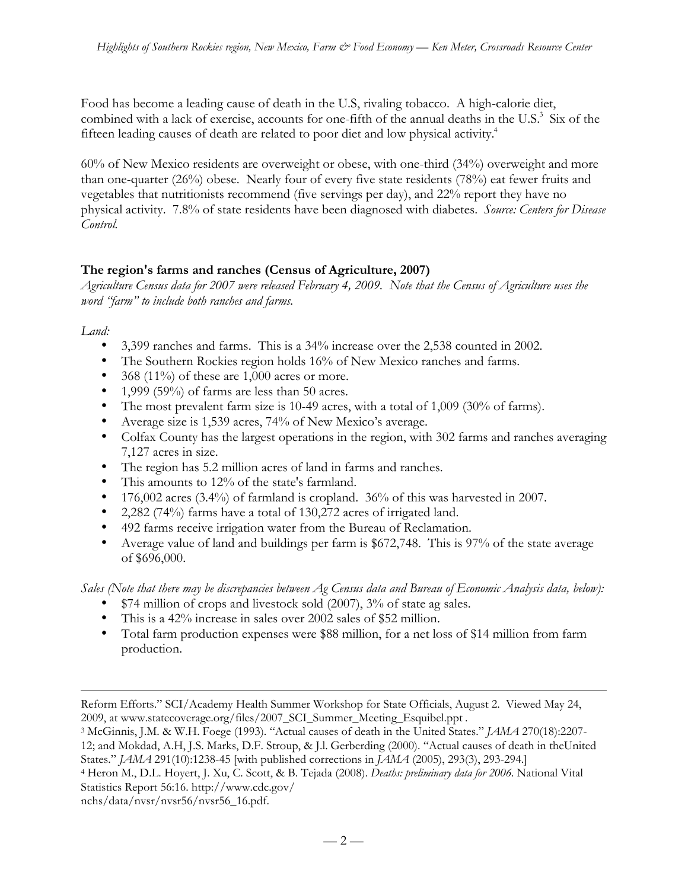Food has become a leading cause of death in the U.S, rivaling tobacco. A high-calorie diet, combined with a lack of exercise, accounts for one-fifth of the annual deaths in the U.S.[3] Six of the fifteen leading causes of death are related to poor diet and low physical activity.[4]

60% of New Mexico residents are overweight or obese, with one-third (34%) overweight and more than one-quarter (26%) obese. Nearly four of every five state residents (78%) eat fewer fruits and vegetables that nutritionists recommend (five servings per day), and 22% report they have no physical activity. 7.8% of state residents have been diagnosed with diabetes. *Source: Centers for Disease Control.*

### The region's farms and ranches (Census of Agriculture, 2007)

*Agriculture Census data for 2007 were released February 4, 2009. Note that the Census of Agriculture uses the word "farm" to include both ranches and farms.*

*Land:*

- 3,399 ranches and farms. This is a 34% increase over the 2,538 counted in 2002.
- The Southern Rockies region holds 16% of New Mexico ranches and farms.
- 368 (11%) of these are 1,000 acres or more.
- 1,999 (59%) of farms are less than 50 acres.
- The most prevalent farm size is 10-49 acres, with a total of 1,009 (30% of farms).
- Average size is 1,539 acres, 74% of New Mexico's average.
- Colfax County has the largest operations in the region, with 302 farms and ranches averaging 7,127 acres in size.
- The region has 5.2 million acres of land in farms and ranches.
- This amounts to 12% of the state's farmland.
- 176,002 acres (3.4%) of farmland is cropland. 36% of this was harvested in 2007.
- 2,282 (74%) farms have a total of 130,272 acres of irrigated land.
- 492 farms receive irrigation water from the Bureau of Reclamation.
- Average value of land and buildings per farm is $672,748. This is 97% of the state average of $696,000.

*Sales (Note that there may be discrepancies between Ag Census data and Bureau of Economic Analysis data, below):*

- $74 million of crops and livestock sold (2007), 3% of state ag sales.
- This is a 42% increase in sales over 2002 sales of $52 million.
- Total farm production expenses were $88 million, for a net loss of $14 million from farm production.

---

Reform Efforts." SCI/Academy Health Summer Workshop for State Officials, August 2. Viewed May 24, 2009, at www.statecoverage.org/files/2007_SCI_Summer_Meeting_Esquibel.ppt .

[3] McGinnis, J.M. & W.H. Foege (1993). "Actual causes of death in the United States." *JAMA* 270(18):2207-12; and Mokdad, A.H, J.S. Marks, D.F. Stroup, & J.l. Gerberding (2000). "Actual causes of death in theUnited States." *JAMA* 291(10):1238-45 [with published corrections in *JAMA* (2005), 293(3), 293-294.]

[4] Heron M., D.L. Hoyert, J. Xu, C. Scott, & B. Tejada (2008). *Deaths: preliminary data for 2006*. National Vital Statistics Report 56:16. http://www.cdc.gov/nchs/data/nvsr/nvsr56/nvsr56_16.pdf.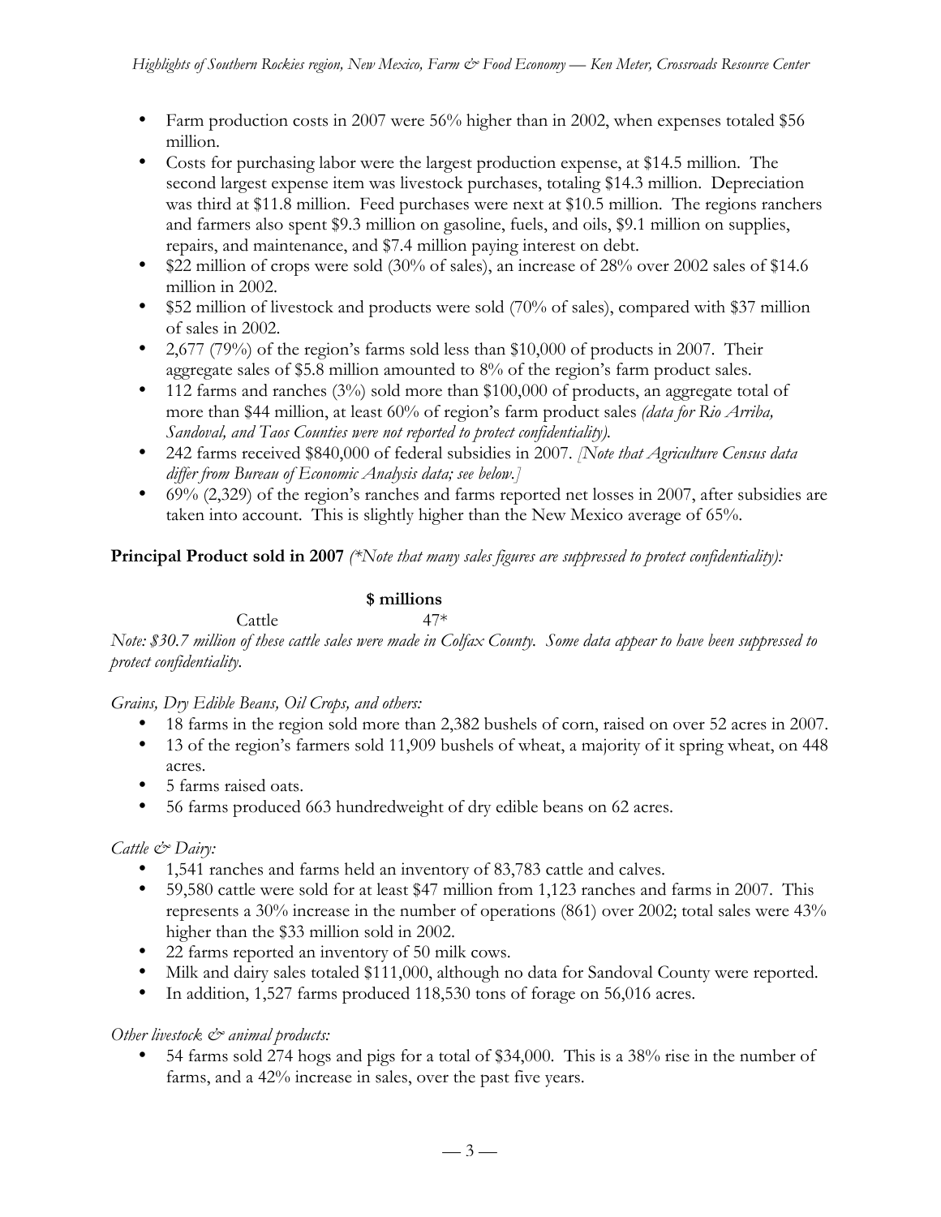- Farm production costs in 2007 were 56% higher than in 2002, when expenses totaled $56 million.
- Costs for purchasing labor were the largest production expense, at $14.5 million. The second largest expense item was livestock purchases, totaling $14.3 million. Depreciation was third at $11.8 million. Feed purchases were next at $10.5 million. The regions ranchers and farmers also spent $9.3 million on gasoline, fuels, and oils, $9.1 million on supplies, repairs, and maintenance, and $7.4 million paying interest on debt.
- $22 million of crops were sold (30% of sales), an increase of 28% over 2002 sales of $14.6 million in 2002.
- $52 million of livestock and products were sold (70% of sales), compared with $37 million of sales in 2002.
- 2,677 (79%) of the region's farms sold less than $10,000 of products in 2007. Their aggregate sales of $5.8 million amounted to 8% of the region's farm product sales.
- 112 farms and ranches (3%) sold more than $100,000 of products, an aggregate total of more than $44 million, at least 60% of region's farm product sales *(data for Rio Arriba, Sandoval, and Taos Counties were not reported to protect confidentiality).*
- 242 farms received $840,000 of federal subsidies in 2007. *[Note that Agriculture Census data differ from Bureau of Economic Analysis data; see below.]*
- 69% (2,329) of the region's ranches and farms reported net losses in 2007, after subsidies are taken into account. This is slightly higher than the New Mexico average of 65%.

**Principal Product sold in 2007** *(*Note that many sales figures are suppressed to protect confidentiality):*

| | **$ millions** |
|---|---|
| Cattle | 47* |

*Note: $30.7 million of these cattle sales were made in Colfax County. Some data appear to have been suppressed to protect confidentiality.*

*Grains, Dry Edible Beans, Oil Crops, and others:*

- 18 farms in the region sold more than 2,382 bushels of corn, raised on over 52 acres in 2007.
- 13 of the region's farmers sold 11,909 bushels of wheat, a majority of it spring wheat, on 448 acres.
- 5 farms raised oats.
- 56 farms produced 663 hundredweight of dry edible beans on 62 acres.

*Cattle & Dairy:*

- 1,541 ranches and farms held an inventory of 83,783 cattle and calves.
- 59,580 cattle were sold for at least $47 million from 1,123 ranches and farms in 2007. This represents a 30% increase in the number of operations (861) over 2002; total sales were 43% higher than the $33 million sold in 2002.
- 22 farms reported an inventory of 50 milk cows.
- Milk and dairy sales totaled $111,000, although no data for Sandoval County were reported.
- In addition, 1,527 farms produced 118,530 tons of forage on 56,016 acres.

*Other livestock & animal products:*

- 54 farms sold 274 hogs and pigs for a total of $34,000. This is a 38% rise in the number of farms, and a 42% increase in sales, over the past five years.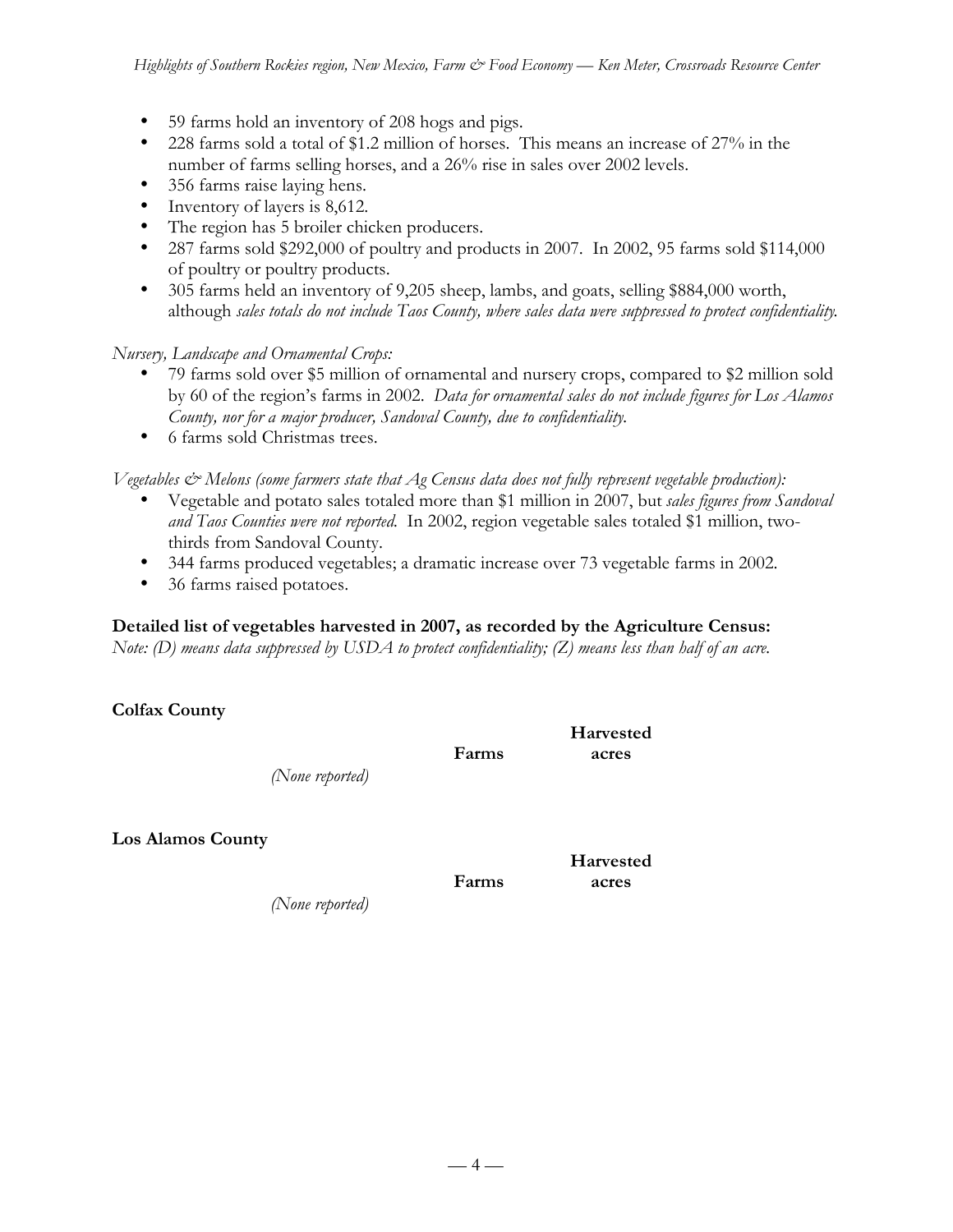- 59 farms hold an inventory of 208 hogs and pigs.
- 228 farms sold a total of $1.2 million of horses. This means an increase of 27% in the number of farms selling horses, and a 26% rise in sales over 2002 levels.
- 356 farms raise laying hens.
- Inventory of layers is 8,612.
- The region has 5 broiler chicken producers.
- 287 farms sold $292,000 of poultry and products in 2007. In 2002, 95 farms sold $114,000 of poultry or poultry products.
- 305 farms held an inventory of 9,205 sheep, lambs, and goats, selling $884,000 worth, although *sales totals do not include Taos County, where sales data were suppressed to protect confidentiality.*

*Nursery, Landscape and Ornamental Crops:*

- 79 farms sold over $5 million of ornamental and nursery crops, compared to $2 million sold by 60 of the region's farms in 2002. *Data for ornamental sales do not include figures for Los Alamos County, nor for a major producer, Sandoval County, due to confidentiality.*
- 6 farms sold Christmas trees.

*Vegetables & Melons (some farmers state that Ag Census data does not fully represent vegetable production):*

- Vegetable and potato sales totaled more than $1 million in 2007, but *sales figures from Sandoval and Taos Counties were not reported.* In 2002, region vegetable sales totaled $1 million, two-thirds from Sandoval County.
- 344 farms produced vegetables; a dramatic increase over 73 vegetable farms in 2002.
- 36 farms raised potatoes.

**Detailed list of vegetables harvested in 2007, as recorded by the Agriculture Census:**

*Note: (D) means data suppressed by USDA to protect confidentiality; (Z) means less than half of an acre.*

**Colfax County**

| | Farms | Harvested acres |
|---|---|---|
| *(None reported)* | | |

**Los Alamos County**

| | Farms | Harvested acres |
|---|---|---|
| *(None reported)* | | |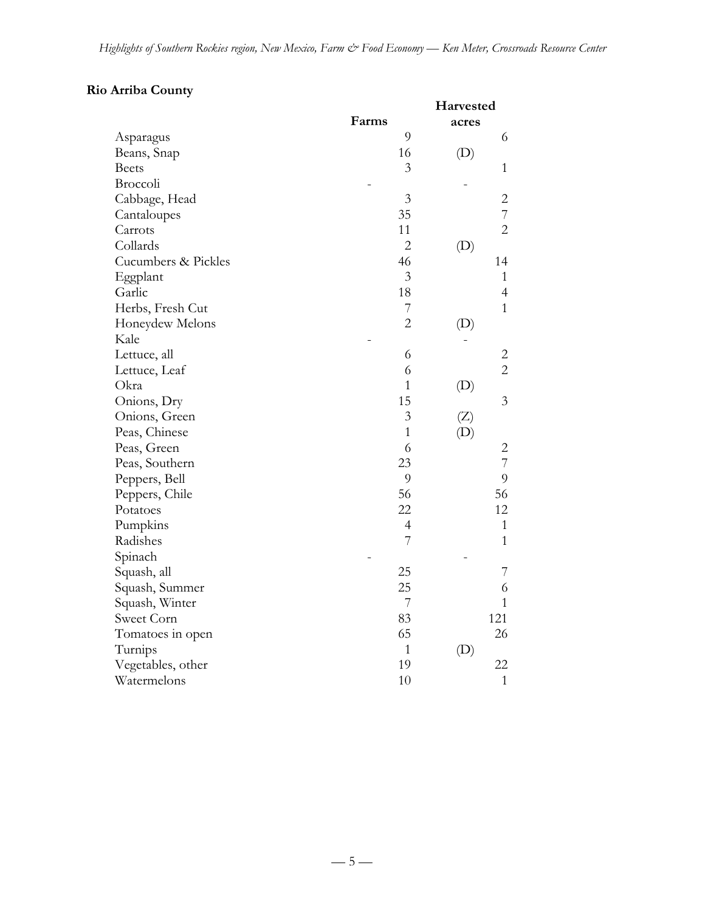**Rio Arriba County**

| | Farms | Harvested acres |
|---|---|---|
| Asparagus | 9 | 6 |
| Beans, Snap | 16 | (D) |
| Beets | 3 | 1 |
| Broccoli | - | - |
| Cabbage, Head | 3 | 2 |
| Cantaloupes | 35 | 7 |
| Carrots | 11 | 2 |
| Collards | 2 | (D) |
| Cucumbers & Pickles | 46 | 14 |
| Eggplant | 3 | 1 |
| Garlic | 18 | 4 |
| Herbs, Fresh Cut | 7 | 1 |
| Honeydew Melons | 2 | (D) |
| Kale | - | - |
| Lettuce, all | 6 | 2 |
| Lettuce, Leaf | 6 | 2 |
| Okra | 1 | (D) |
| Onions, Dry | 15 | 3 |
| Onions, Green | 3 | (Z) |
| Peas, Chinese | 1 | (D) |
| Peas, Green | 6 | 2 |
| Peas, Southern | 23 | 7 |
| Peppers, Bell | 9 | 9 |
| Peppers, Chile | 56 | 56 |
| Potatoes | 22 | 12 |
| Pumpkins | 4 | 1 |
| Radishes | 7 | 1 |
| Spinach | - | - |
| Squash, all | 25 | 7 |
| Squash, Summer | 25 | 6 |
| Squash, Winter | 7 | 1 |
| Sweet Corn | 83 | 121 |
| Tomatoes in open | 65 | 26 |
| Turnips | 1 | (D) |
| Vegetables, other | 19 | 22 |
| Watermelons | 10 | 1 |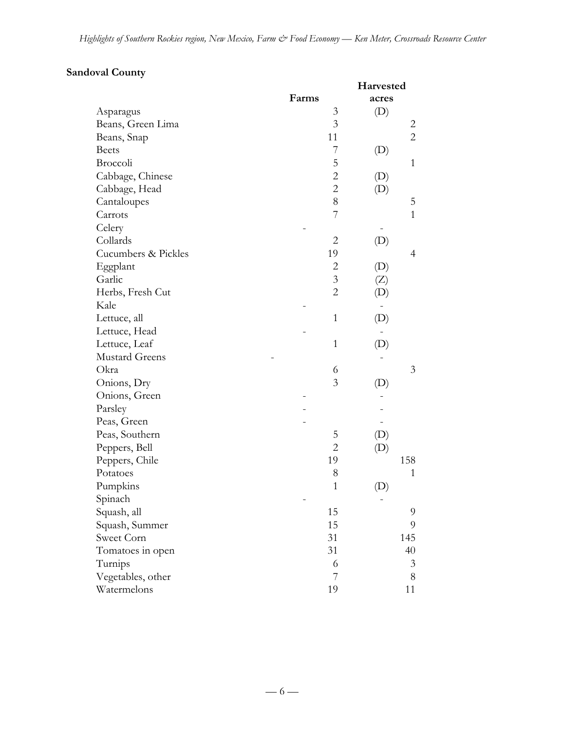**Sandoval County**

| | Farms | Harvested acres |
|---|---|---|
| Asparagus | 3 | (D) |
| Beans, Green Lima | 3 | 2 |
| Beans, Snap | 11 | 2 |
| Beets | 7 | (D) |
| Broccoli | 5 | 1 |
| Cabbage, Chinese | 2 | (D) |
| Cabbage, Head | 2 | (D) |
| Cantaloupes | 8 | 5 |
| Carrots | 7 | 1 |
| Celery | - | - |
| Collards | 2 | (D) |
| Cucumbers & Pickles | 19 | 4 |
| Eggplant | 2 | (D) |
| Garlic | 3 | (Z) |
| Herbs, Fresh Cut | 2 | (D) |
| Kale | - | - |
| Lettuce, all | 1 | (D) |
| Lettuce, Head | - | - |
| Lettuce, Leaf | 1 | (D) |
| Mustard Greens | - | - |
| Okra | 6 | 3 |
| Onions, Dry | 3 | (D) |
| Onions, Green | - | - |
| Parsley | - | - |
| Peas, Green | - | - |
| Peas, Southern | 5 | (D) |
| Peppers, Bell | 2 | (D) |
| Peppers, Chile | 19 | 158 |
| Potatoes | 8 | 1 |
| Pumpkins | 1 | (D) |
| Spinach | - | - |
| Squash, all | 15 | 9 |
| Squash, Summer | 15 | 9 |
| Sweet Corn | 31 | 145 |
| Tomatoes in open | 31 | 40 |
| Turnips | 6 | 3 |
| Vegetables, other | 7 | 8 |
| Watermelons | 19 | 11 |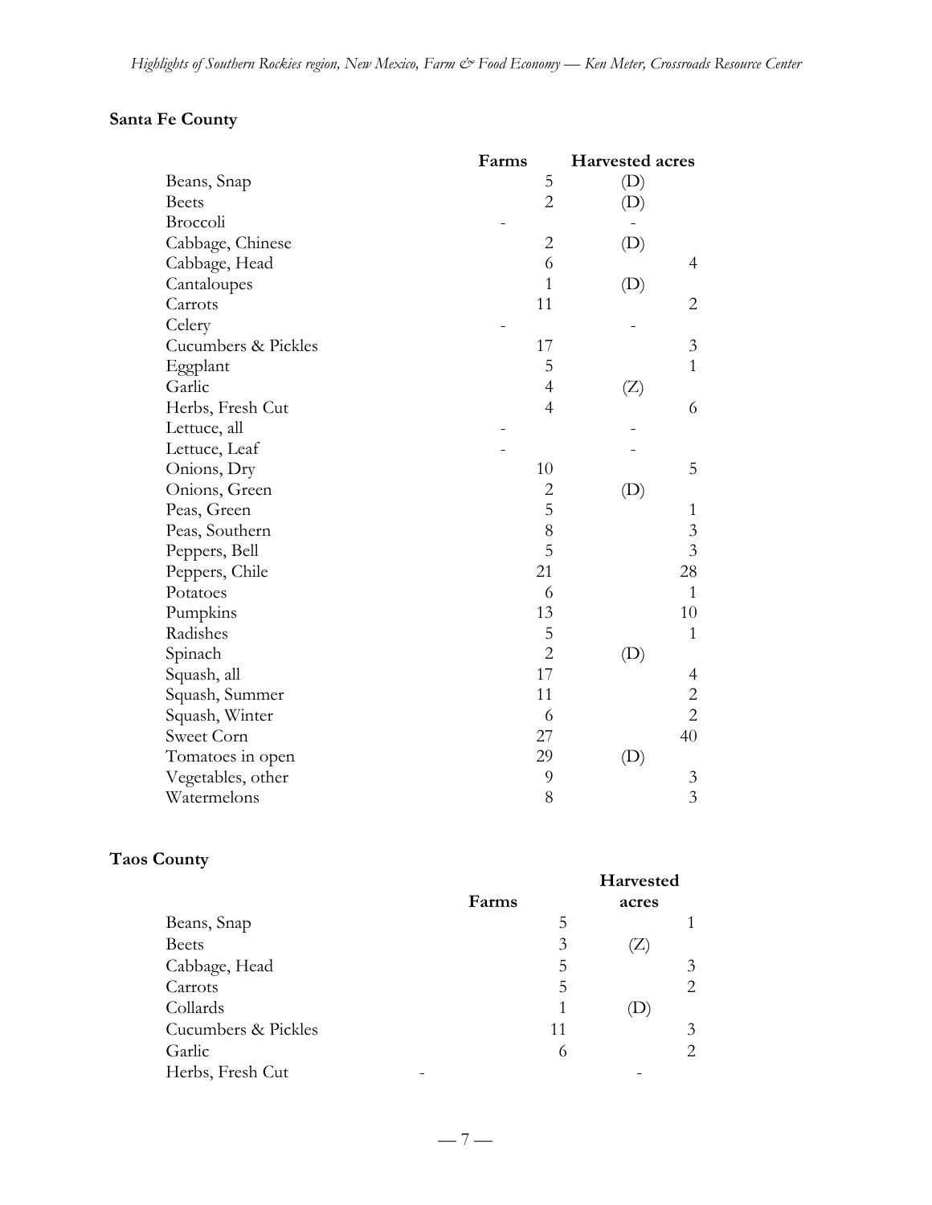**Santa Fe County**

| | Farms | Harvested acres |
|---|---|---|
| Beans, Snap | 5 | (D) |
| Beets | 2 | (D) |
| Broccoli | - | - |
| Cabbage, Chinese | 2 | (D) |
| Cabbage, Head | 6 | 4 |
| Cantaloupes | 1 | (D) |
| Carrots | 11 | 2 |
| Celery | - | - |
| Cucumbers & Pickles | 17 | 3 |
| Eggplant | 5 | 1 |
| Garlic | 4 | (Z) |
| Herbs, Fresh Cut | 4 | 6 |
| Lettuce, all | - | - |
| Lettuce, Leaf | - | - |
| Onions, Dry | 10 | 5 |
| Onions, Green | 2 | (D) |
| Peas, Green | 5 | 1 |
| Peas, Southern | 8 | 3 |
| Peppers, Bell | 5 | 3 |
| Peppers, Chile | 21 | 28 |
| Potatoes | 6 | 1 |
| Pumpkins | 13 | 10 |
| Radishes | 5 | 1 |
| Spinach | 2 | (D) |
| Squash, all | 17 | 4 |
| Squash, Summer | 11 | 2 |
| Squash, Winter | 6 | 2 |
| Sweet Corn | 27 | 40 |
| Tomatoes in open | 29 | (D) |
| Vegetables, other | 9 | 3 |
| Watermelons | 8 | 3 |

**Taos County**

| | Farms | Harvested acres |
|---|---|---|
| Beans, Snap | 5 | 1 |
| Beets | 3 | (Z) |
| Cabbage, Head | 5 | 3 |
| Carrots | 5 | 2 |
| Collards | 1 | (D) |
| Cucumbers & Pickles | 11 | 3 |
| Garlic | 6 | 2 |
| Herbs, Fresh Cut | - | - |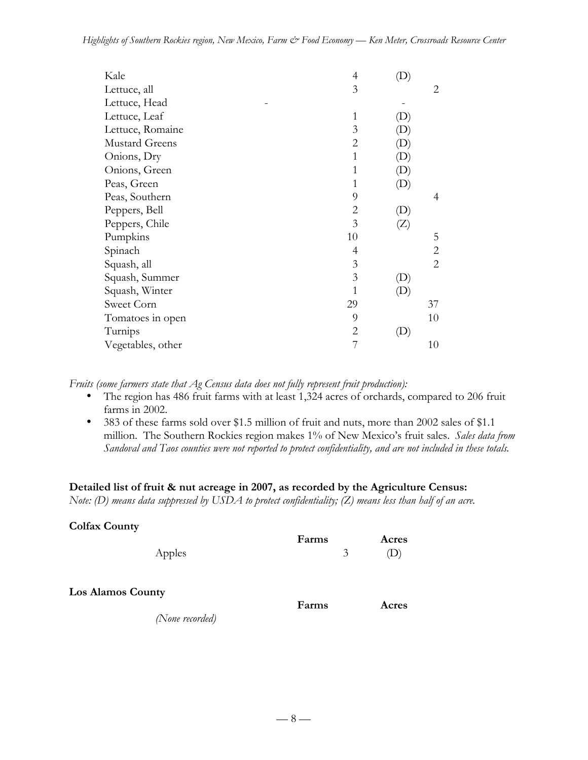| | | | |
|---|---|---|---|
| Kale | 4 | (D) | |
| Lettuce, all | 3 | | 2 |
| Lettuce, Head | - | - | |
| Lettuce, Leaf | 1 | (D) | |
| Lettuce, Romaine | 3 | (D) | |
| Mustard Greens | 2 | (D) | |
| Onions, Dry | 1 | (D) | |
| Onions, Green | 1 | (D) | |
| Peas, Green | 1 | (D) | |
| Peas, Southern | 9 | | 4 |
| Peppers, Bell | 2 | (D) | |
| Peppers, Chile | 3 | (Z) | |
| Pumpkins | 10 | | 5 |
| Spinach | 4 | | 2 |
| Squash, all | 3 | | 2 |
| Squash, Summer | 3 | (D) | |
| Squash, Winter | 1 | (D) | |
| Sweet Corn | 29 | | 37 |
| Tomatoes in open | 9 | | 10 |
| Turnips | 2 | (D) | |
| Vegetables, other | 7 | | 10 |

*Fruits (some farmers state that Ag Census data does not fully represent fruit production):*

- The region has 486 fruit farms with at least 1,324 acres of orchards, compared to 206 fruit farms in 2002.
- 383 of these farms sold over $1.5 million of fruit and nuts, more than 2002 sales of $1.1 million. The Southern Rockies region makes 1% of New Mexico's fruit sales. *Sales data from Sandoval and Taos counties were not reported to protect confidentiality, and are not included in these totals.*

**Detailed list of fruit & nut acreage in 2007, as recorded by the Agriculture Census:**
*Note: (D) means data suppressed by USDA to protect confidentiality; (Z) means less than half of an acre.*

**Colfax County**

| | Farms | Acres |
|---|---|---|
| Apples | 3 | (D) |

**Los Alamos County**

| | Farms | Acres |
|---|---|---|
| *(None recorded)* | | |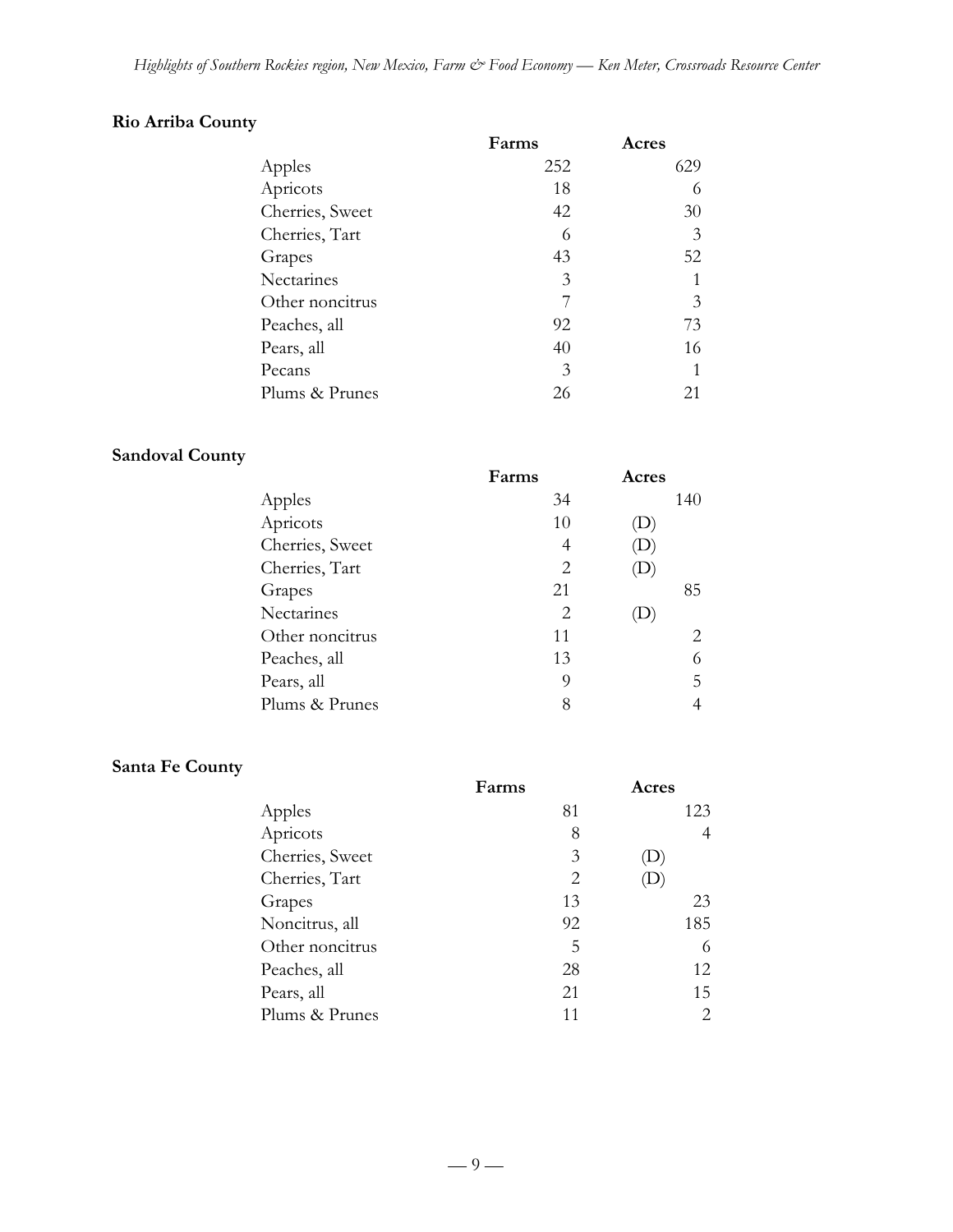**Rio Arriba County**

| | Farms | Acres |
|---|---|---|
| Apples | 252 | 629 |
| Apricots | 18 | 6 |
| Cherries, Sweet | 42 | 30 |
| Cherries, Tart | 6 | 3 |
| Grapes | 43 | 52 |
| Nectarines | 3 | 1 |
| Other noncitrus | 7 | 3 |
| Peaches, all | 92 | 73 |
| Pears, all | 40 | 16 |
| Pecans | 3 | 1 |
| Plums & Prunes | 26 | 21 |

**Sandoval County**

| | Farms | Acres |
|---|---|---|
| Apples | 34 | 140 |
| Apricots | 10 | (D) |
| Cherries, Sweet | 4 | (D) |
| Cherries, Tart | 2 | (D) |
| Grapes | 21 | 85 |
| Nectarines | 2 | (D) |
| Other noncitrus | 11 | 2 |
| Peaches, all | 13 | 6 |
| Pears, all | 9 | 5 |
| Plums & Prunes | 8 | 4 |

**Santa Fe County**

| | Farms | Acres |
|---|---|---|
| Apples | 81 | 123 |
| Apricots | 8 | 4 |
| Cherries, Sweet | 3 | (D) |
| Cherries, Tart | 2 | (D) |
| Grapes | 13 | 23 |
| Noncitrus, all | 92 | 185 |
| Other noncitrus | 5 | 6 |
| Peaches, all | 28 | 12 |
| Pears, all | 21 | 15 |
| Plums & Prunes | 11 | 2 |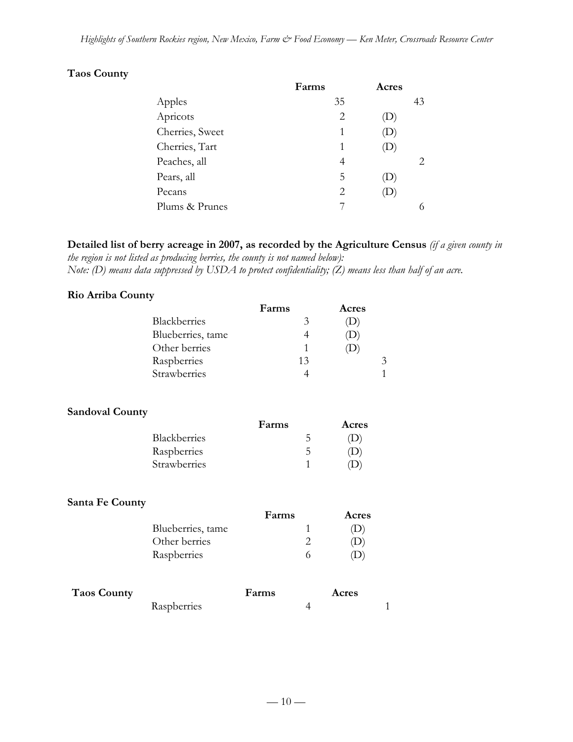**Taos County**

| | Farms | Acres |
|---|---|---|
| Apples | 35 | 43 |
| Apricots | 2 | (D) |
| Cherries, Sweet | 1 | (D) |
| Cherries, Tart | 1 | (D) |
| Peaches, all | 4 | 2 |
| Pears, all | 5 | (D) |
| Pecans | 2 | (D) |
| Plums & Prunes | 7 | 6 |

**Detailed list of berry acreage in 2007, as recorded by the Agriculture Census** *(if a given county in the region is not listed as producing berries, the county is not named below):*
*Note: (D) means data suppressed by USDA to protect confidentiality; (Z) means less than half of an acre.*

**Rio Arriba County**

| | Farms | Acres |
|---|---|---|
| Blackberries | 3 | (D) |
| Blueberries, tame | 4 | (D) |
| Other berries | 1 | (D) |
| Raspberries | 13 | 3 |
| Strawberries | 4 | 1 |

**Sandoval County**

| | Farms | Acres |
|---|---|---|
| Blackberries | 5 | (D) |
| Raspberries | 5 | (D) |
| Strawberries | 1 | (D) |

**Santa Fe County**

| | Farms | Acres |
|---|---|---|
| Blueberries, tame | 1 | (D) |
| Other berries | 2 | (D) |
| Raspberries | 6 | (D) |

**Taos County**

| | Farms | Acres |
|---|---|---|
| Raspberries | 4 | 1 |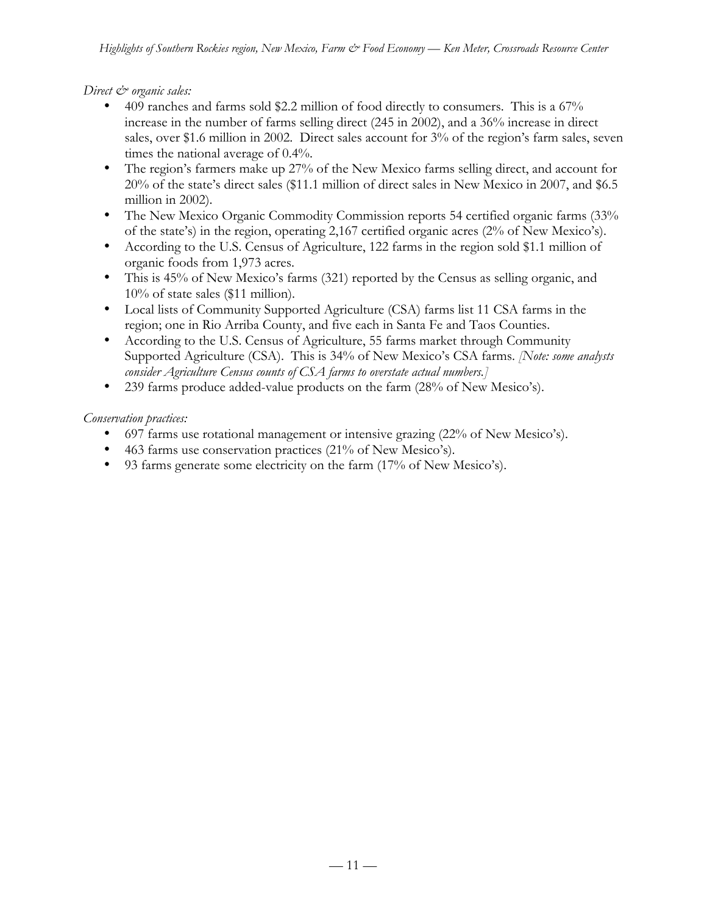*Direct & organic sales:*

- 409 ranches and farms sold $2.2 million of food directly to consumers. This is a 67% increase in the number of farms selling direct (245 in 2002), and a 36% increase in direct sales, over $1.6 million in 2002. Direct sales account for 3% of the region's farm sales, seven times the national average of 0.4%.
- The region's farmers make up 27% of the New Mexico farms selling direct, and account for 20% of the state's direct sales ($11.1 million of direct sales in New Mexico in 2007, and $6.5 million in 2002).
- The New Mexico Organic Commodity Commission reports 54 certified organic farms (33% of the state's) in the region, operating 2,167 certified organic acres (2% of New Mexico's).
- According to the U.S. Census of Agriculture, 122 farms in the region sold $1.1 million of organic foods from 1,973 acres.
- This is 45% of New Mexico's farms (321) reported by the Census as selling organic, and 10% of state sales ($11 million).
- Local lists of Community Supported Agriculture (CSA) farms list 11 CSA farms in the region; one in Rio Arriba County, and five each in Santa Fe and Taos Counties.
- According to the U.S. Census of Agriculture, 55 farms market through Community Supported Agriculture (CSA). This is 34% of New Mexico's CSA farms. *[Note: some analysts consider Agriculture Census counts of CSA farms to overstate actual numbers.]*
- 239 farms produce added-value products on the farm (28% of New Mesico's).

*Conservation practices:*

- 697 farms use rotational management or intensive grazing (22% of New Mesico's).
- 463 farms use conservation practices (21% of New Mesico's).
- 93 farms generate some electricity on the farm (17% of New Mesico's).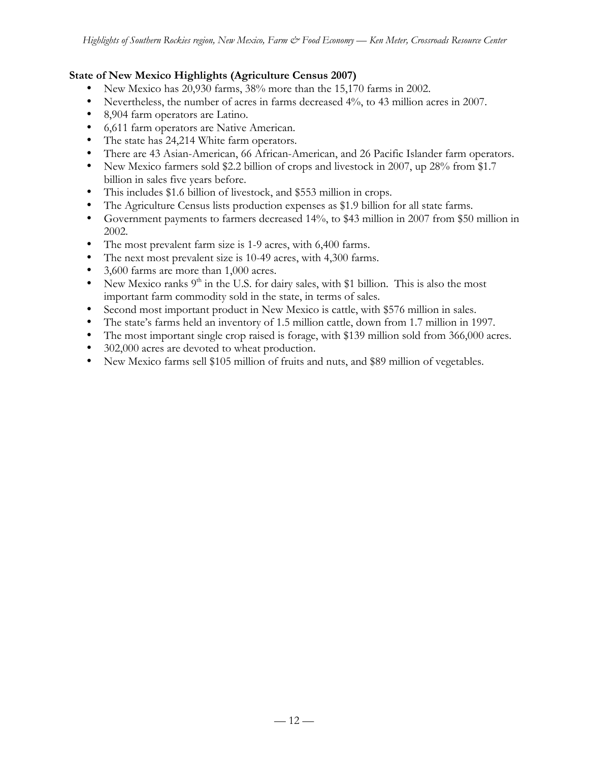**State of New Mexico Highlights (Agriculture Census 2007)**

- New Mexico has 20,930 farms, 38% more than the 15,170 farms in 2002.
- Nevertheless, the number of acres in farms decreased 4%, to 43 million acres in 2007.
- 8,904 farm operators are Latino.
- 6,611 farm operators are Native American.
- The state has 24,214 White farm operators.
- There are 43 Asian-American, 66 African-American, and 26 Pacific Islander farm operators.
- New Mexico farmers sold $2.2 billion of crops and livestock in 2007, up 28% from $1.7 billion in sales five years before.
- This includes $1.6 billion of livestock, and $553 million in crops.
- The Agriculture Census lists production expenses as $1.9 billion for all state farms.
- Government payments to farmers decreased 14%, to $43 million in 2007 from $50 million in 2002.
- The most prevalent farm size is 1-9 acres, with 6,400 farms.
- The next most prevalent size is 10-49 acres, with 4,300 farms.
- 3,600 farms are more than 1,000 acres.
- New Mexico ranks 9th in the U.S. for dairy sales, with $1 billion. This is also the most important farm commodity sold in the state, in terms of sales.
- Second most important product in New Mexico is cattle, with $576 million in sales.
- The state's farms held an inventory of 1.5 million cattle, down from 1.7 million in 1997.
- The most important single crop raised is forage, with $139 million sold from 366,000 acres.
- 302,000 acres are devoted to wheat production.
- New Mexico farms sell $105 million of fruits and nuts, and $89 million of vegetables.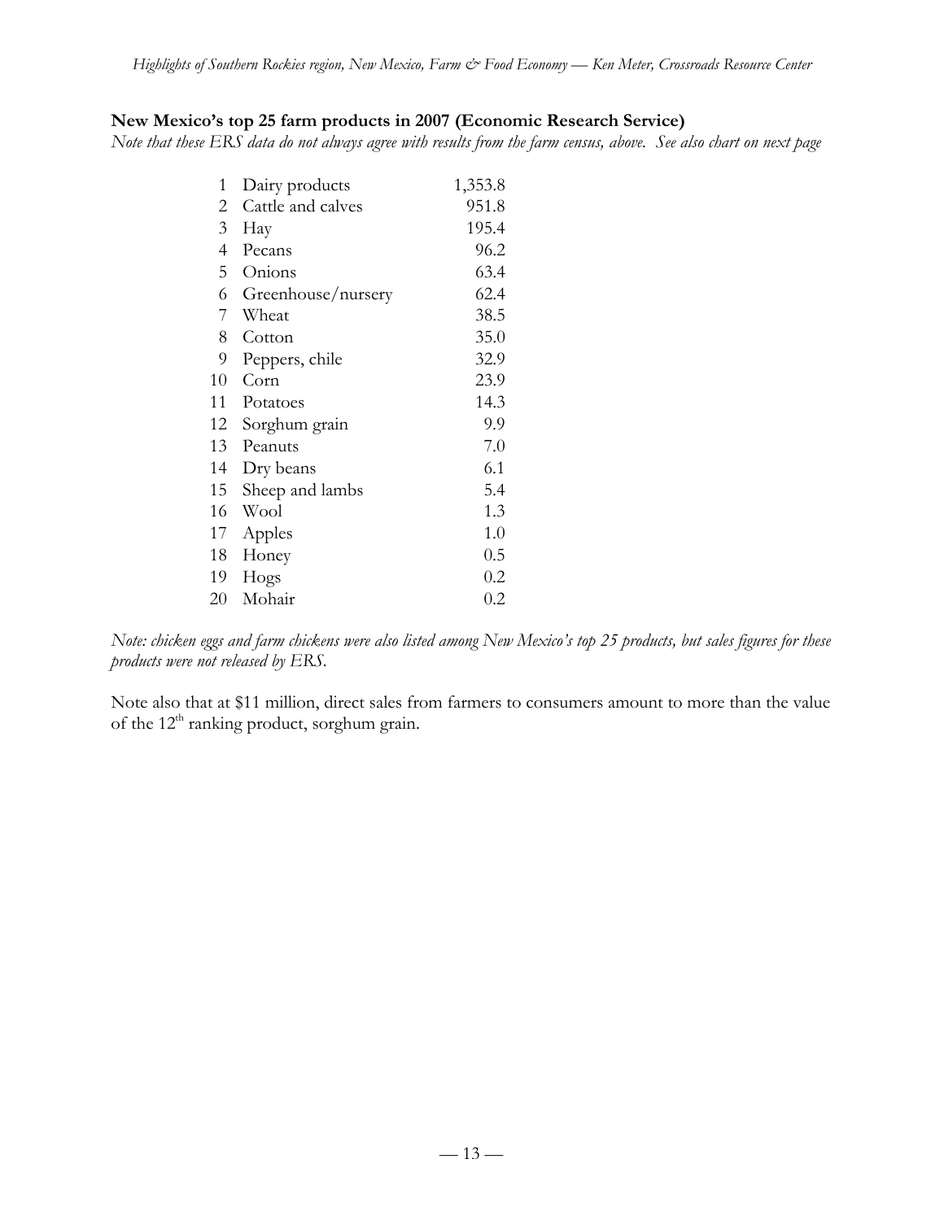**New Mexico's top 25 farm products in 2007 (Economic Research Service)**

*Note that these ERS data do not always agree with results from the farm census, above. See also chart on next page*

| | | |
|---|---|---|
| 1 | Dairy products | 1,353.8 |
| 2 | Cattle and calves | 951.8 |
| 3 | Hay | 195.4 |
| 4 | Pecans | 96.2 |
| 5 | Onions | 63.4 |
| 6 | Greenhouse/nursery | 62.4 |
| 7 | Wheat | 38.5 |
| 8 | Cotton | 35.0 |
| 9 | Peppers, chile | 32.9 |
| 10 | Corn | 23.9 |
| 11 | Potatoes | 14.3 |
| 12 | Sorghum grain | 9.9 |
| 13 | Peanuts | 7.0 |
| 14 | Dry beans | 6.1 |
| 15 | Sheep and lambs | 5.4 |
| 16 | Wool | 1.3 |
| 17 | Apples | 1.0 |
| 18 | Honey | 0.5 |
| 19 | Hogs | 0.2 |
| 20 | Mohair | 0.2 |

*Note: chicken eggs and farm chickens were also listed among New Mexico's top 25 products, but sales figures for these products were not released by ERS.*

Note also that at $11 million, direct sales from farmers to consumers amount to more than the value of the 12th ranking product, sorghum grain.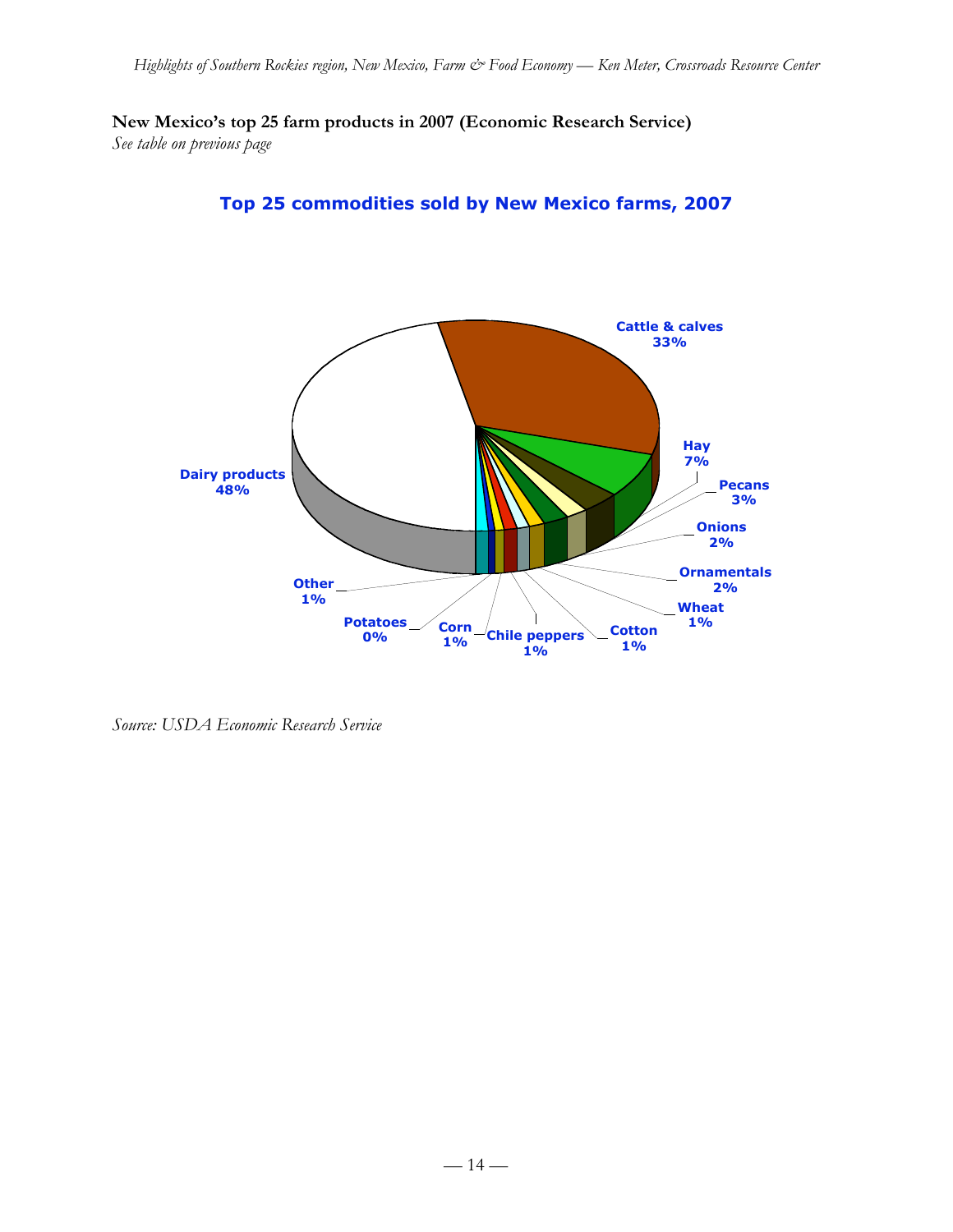**New Mexico's top 25 farm products in 2007 (Economic Research Service)**

*See table on previous page*

**Top 25 commodities sold by New Mexico farms, 2007**

Cattle & calves 33%

Hay 7%

Pecans 3%

Onions 2%

Ornamentals 2%

Wheat 1%

Cotton 1%

Chile peppers 1%

Corn 1%

Potatoes 0%

Other 1%

Dairy products 48%

*Source: USDA Economic Research Service*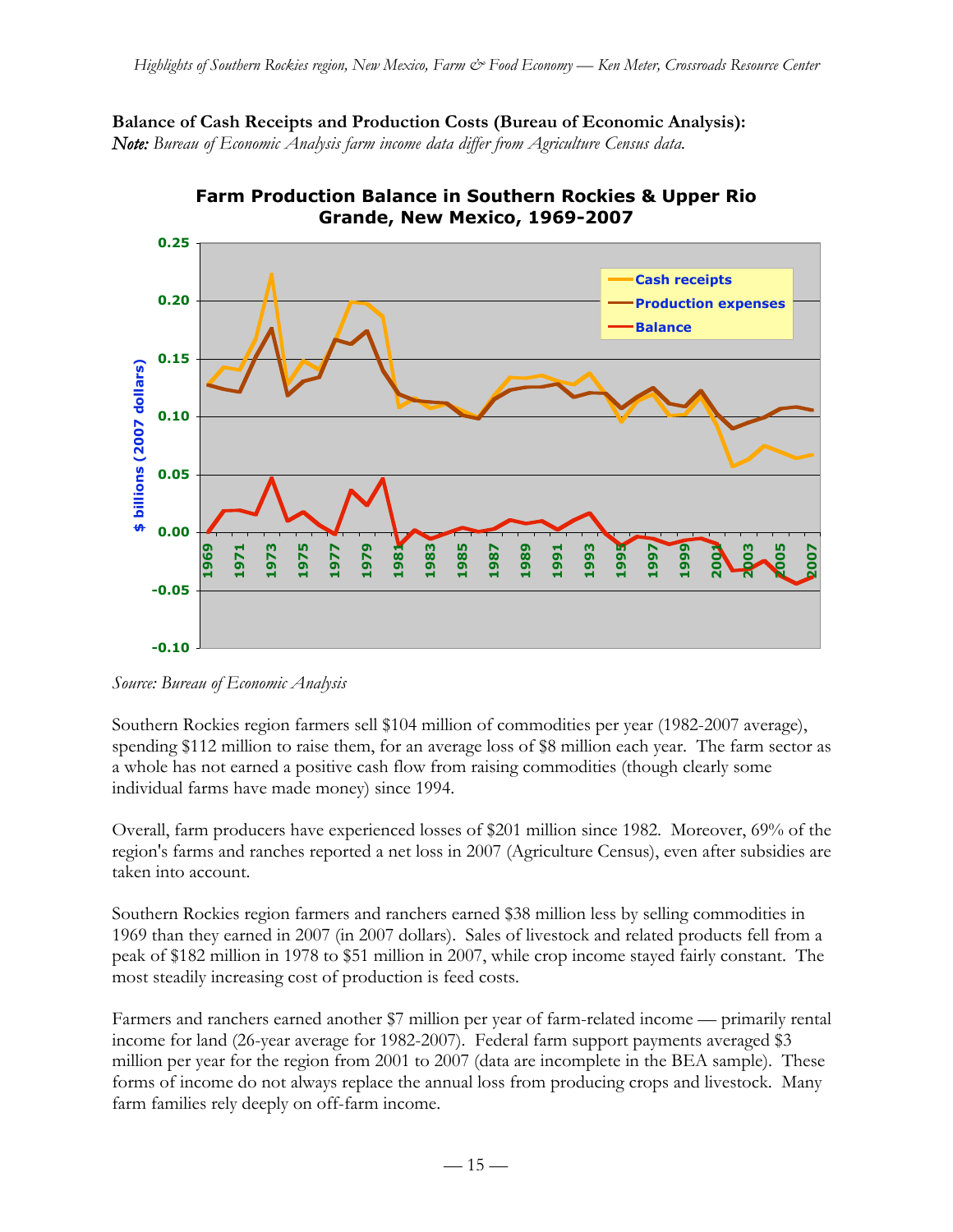**Balance of Cash Receipts and Production Costs (Bureau of Economic Analysis):**
***Note:*** *Bureau of Economic Analysis farm income data differ from Agriculture Census data.*

**Farm Production Balance in Southern Rockies & Upper Rio Grande, New Mexico, 1969-2007**

*Source: Bureau of Economic Analysis*

Southern Rockies region farmers sell $104 million of commodities per year (1982-2007 average), spending $112 million to raise them, for an average loss of $8 million each year. The farm sector as a whole has not earned a positive cash flow from raising commodities (though clearly some individual farms have made money) since 1994.

Overall, farm producers have experienced losses of $201 million since 1982. Moreover, 69% of the region's farms and ranches reported a net loss in 2007 (Agriculture Census), even after subsidies are taken into account.

Southern Rockies region farmers and ranchers earned $38 million less by selling commodities in 1969 than they earned in 2007 (in 2007 dollars). Sales of livestock and related products fell from a peak of $182 million in 1978 to $51 million in 2007, while crop income stayed fairly constant. The most steadily increasing cost of production is feed costs.

Farmers and ranchers earned another $7 million per year of farm-related income — primarily rental income for land (26-year average for 1982-2007). Federal farm support payments averaged $3 million per year for the region from 2001 to 2007 (data are incomplete in the BEA sample). These forms of income do not always replace the annual loss from producing crops and livestock. Many farm families rely deeply on off-farm income.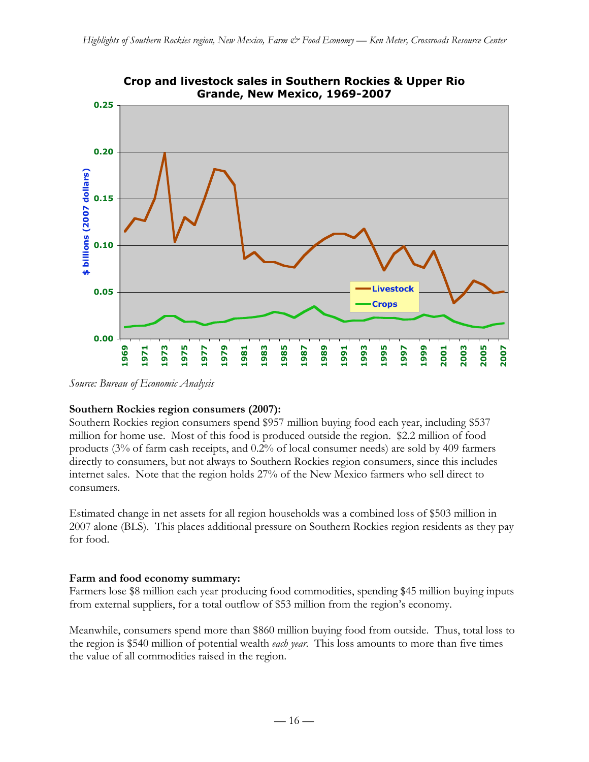**Crop and livestock sales in Southern Rockies & Upper Rio Grande, New Mexico, 1969-2007**

*Source: Bureau of Economic Analysis*

**Southern Rockies region consumers (2007):**

Southern Rockies region consumers spend $957 million buying food each year, including $537 million for home use. Most of this food is produced outside the region. $2.2 million of food products (3% of farm cash receipts, and 0.2% of local consumer needs) are sold by 409 farmers directly to consumers, but not always to Southern Rockies region consumers, since this includes internet sales. Note that the region holds 27% of the New Mexico farmers who sell direct to consumers.

Estimated change in net assets for all region households was a combined loss of $503 million in 2007 alone (BLS). This places additional pressure on Southern Rockies region residents as they pay for food.

**Farm and food economy summary:**

Farmers lose $8 million each year producing food commodities, spending $45 million buying inputs from external suppliers, for a total outflow of $53 million from the region's economy.

Meanwhile, consumers spend more than $860 million buying food from outside. Thus, total loss to the region is $540 million of potential wealth *each year*. This loss amounts to more than five times the value of all commodities raised in the region.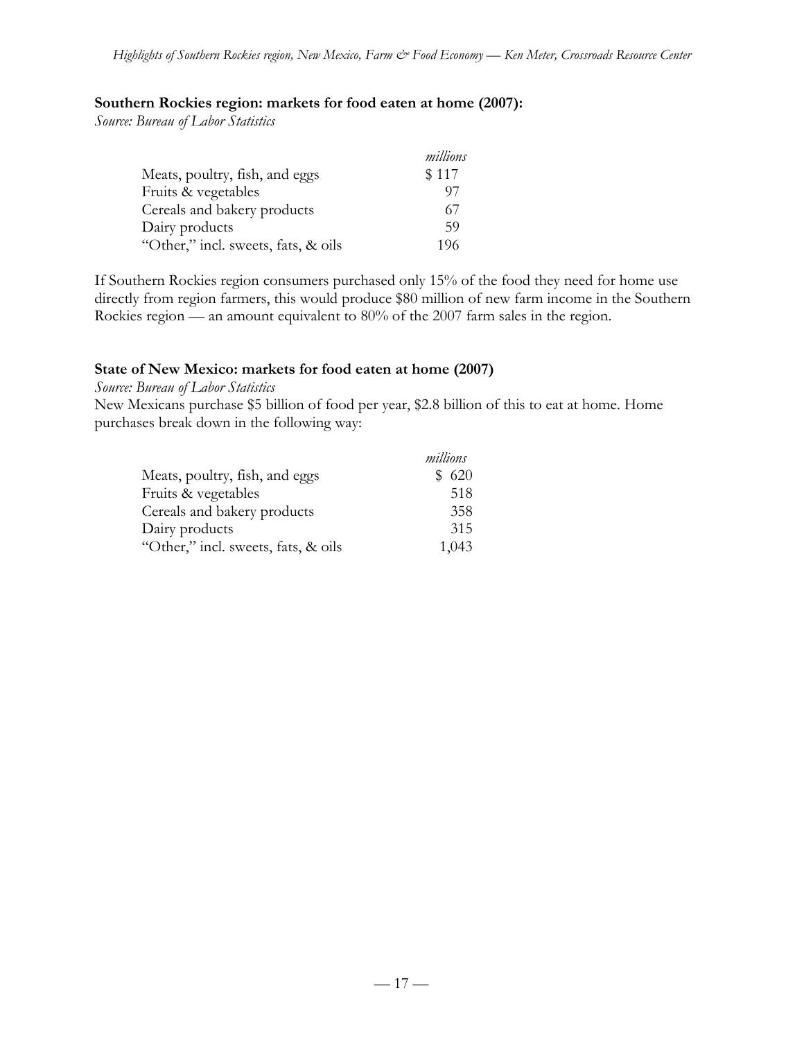**Southern Rockies region: markets for food eaten at home (2007):**

*Source: Bureau of Labor Statistics*

| | *millions* |
|---|---|
| Meats, poultry, fish, and eggs | $ 117 |
| Fruits & vegetables | 97 |
| Cereals and bakery products | 67 |
| Dairy products | 59 |
| "Other," incl. sweets, fats, & oils | 196 |

If Southern Rockies region consumers purchased only 15% of the food they need for home use directly from region farmers, this would produce $80 million of new farm income in the Southern Rockies region — an amount equivalent to 80% of the 2007 farm sales in the region.

**State of New Mexico: markets for food eaten at home (2007)**

*Source: Bureau of Labor Statistics*

New Mexicans purchase $5 billion of food per year, $2.8 billion of this to eat at home. Home purchases break down in the following way:

| | *millions* |
|---|---|
| Meats, poultry, fish, and eggs | $ 620 |
| Fruits & vegetables | 518 |
| Cereals and bakery products | 358 |
| Dairy products | 315 |
| "Other," incl. sweets, fats, & oils | 1,043 |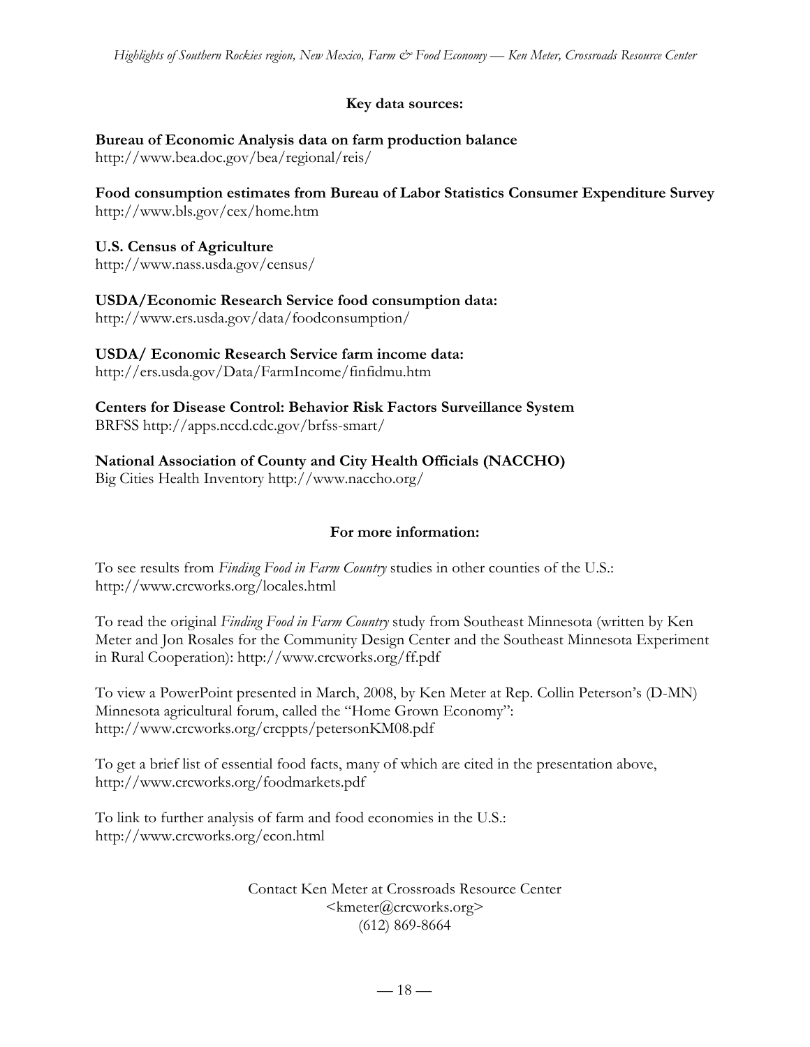**Key data sources:**

**Bureau of Economic Analysis data on farm production balance**
http://www.bea.doc.gov/bea/regional/reis/

**Food consumption estimates from Bureau of Labor Statistics Consumer Expenditure Survey**
http://www.bls.gov/cex/home.htm

**U.S. Census of Agriculture**
http://www.nass.usda.gov/census/

**USDA/Economic Research Service food consumption data:**
http://www.ers.usda.gov/data/foodconsumption/

**USDA/ Economic Research Service farm income data:**
http://ers.usda.gov/Data/FarmIncome/finfidmu.htm

**Centers for Disease Control: Behavior Risk Factors Surveillance System**
BRFSS http://apps.nccd.cdc.gov/brfss-smart/

**National Association of County and City Health Officials (NACCHO)**
Big Cities Health Inventory http://www.naccho.org/

**For more information:**

To see results from *Finding Food in Farm Country* studies in other counties of the U.S.:
http://www.crcworks.org/locales.html

To read the original *Finding Food in Farm Country* study from Southeast Minnesota (written by Ken Meter and Jon Rosales for the Community Design Center and the Southeast Minnesota Experiment in Rural Cooperation): http://www.crcworks.org/ff.pdf

To view a PowerPoint presented in March, 2008, by Ken Meter at Rep. Collin Peterson's (D-MN) Minnesota agricultural forum, called the "Home Grown Economy":
http://www.crcworks.org/crcppts/petersonKM08.pdf

To get a brief list of essential food facts, many of which are cited in the presentation above,
http://www.crcworks.org/foodmarkets.pdf

To link to further analysis of farm and food economies in the U.S.:
http://www.crcworks.org/econ.html

Contact Ken Meter at Crossroads Resource Center
<kmeter@crcworks.org>
(612) 869-8664